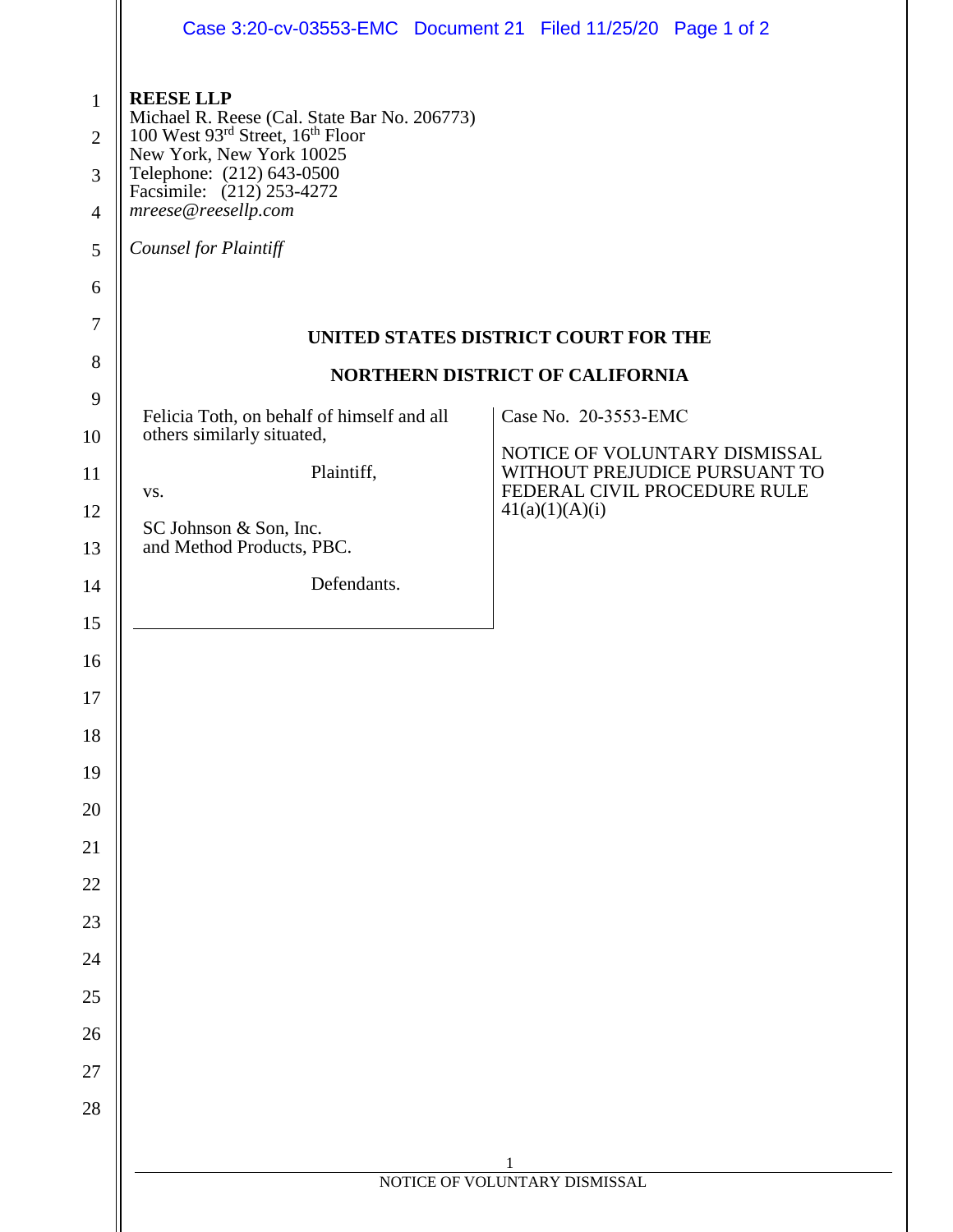**REESE LLP**
Michael R. Reese (Cal. State Bar No. 206773)
100 West 93rd Street, 16th Floor
New York, New York 10025
Telephone: (212) 643-0500
Facsimile: (212) 253-4272
*mreese@reesellp.com*

*Counsel for Plaintiff*

**UNITED STATES DISTRICT COURT FOR THE**

**NORTHERN DISTRICT OF CALIFORNIA**

| | |
|---|---|
| Felicia Toth, on behalf of himself and all others similarly situated,<br><br>Plaintiff,<br><br>vs.<br><br>SC Johnson & Son, Inc. and Method Products, PBC.<br><br>Defendants. | Case No. 20-3553-EMC<br><br>NOTICE OF VOLUNTARY DISMISSAL WITHOUT PREJUDICE PURSUANT TO FEDERAL CIVIL PROCEDURE RULE 41(a)(1)(A)(i) |

NOTICE OF VOLUNTARY DISMISSAL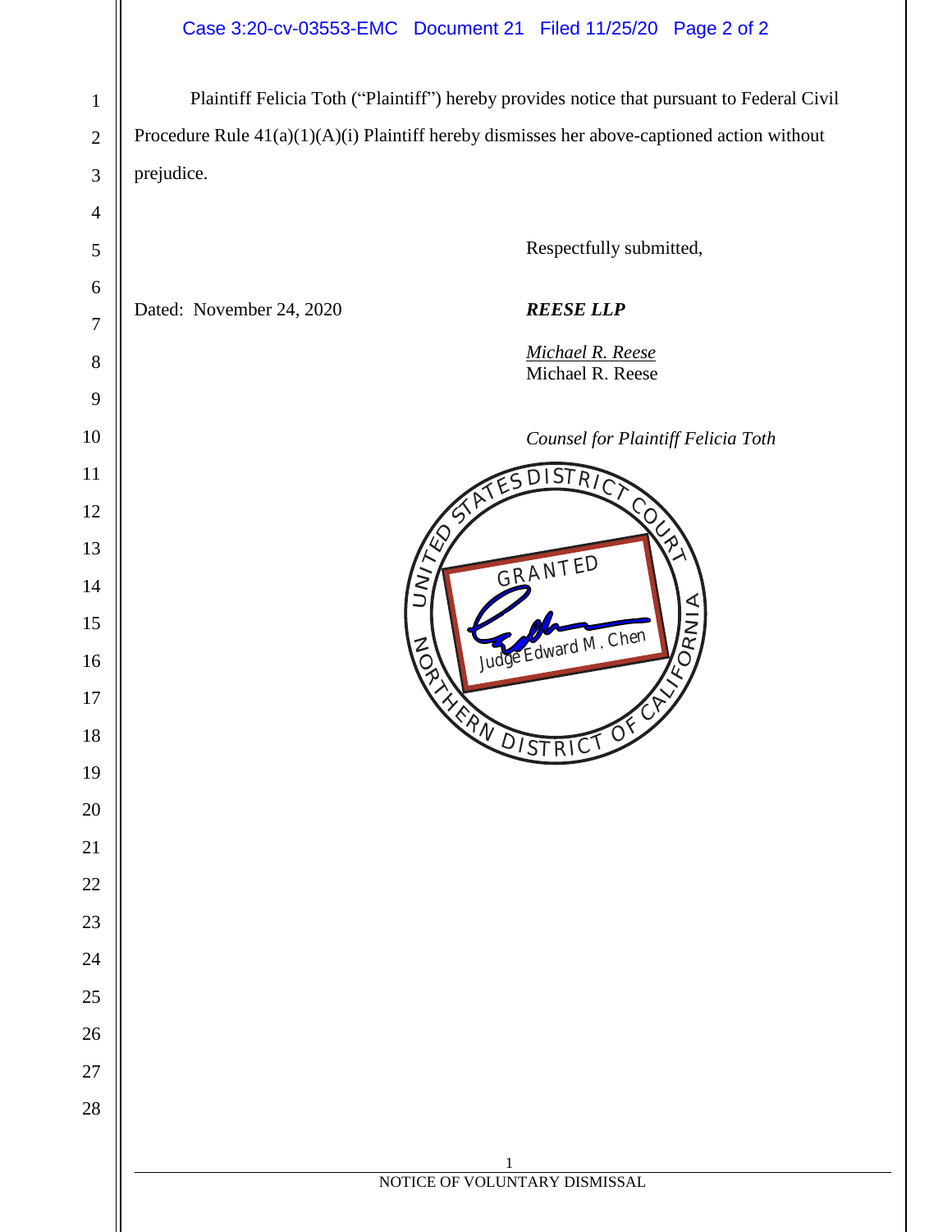Plaintiff Felicia Toth ("Plaintiff") hereby provides notice that pursuant to Federal Civil Procedure Rule 41(a)(1)(A)(i) Plaintiff hereby dismisses her above-captioned action without prejudice.

Respectfully submitted,

Dated: November 24, 2020

***REESE LLP***

Michael R. Reese
Michael R. Reese

*Counsel for Plaintiff Felicia Toth*

UNITED STATES DISTRICT COURT
NORTHERN DISTRICT OF CALIFORNIA
GRANTED
Judge Edward M. Chen

NOTICE OF VOLUNTARY DISMISSAL